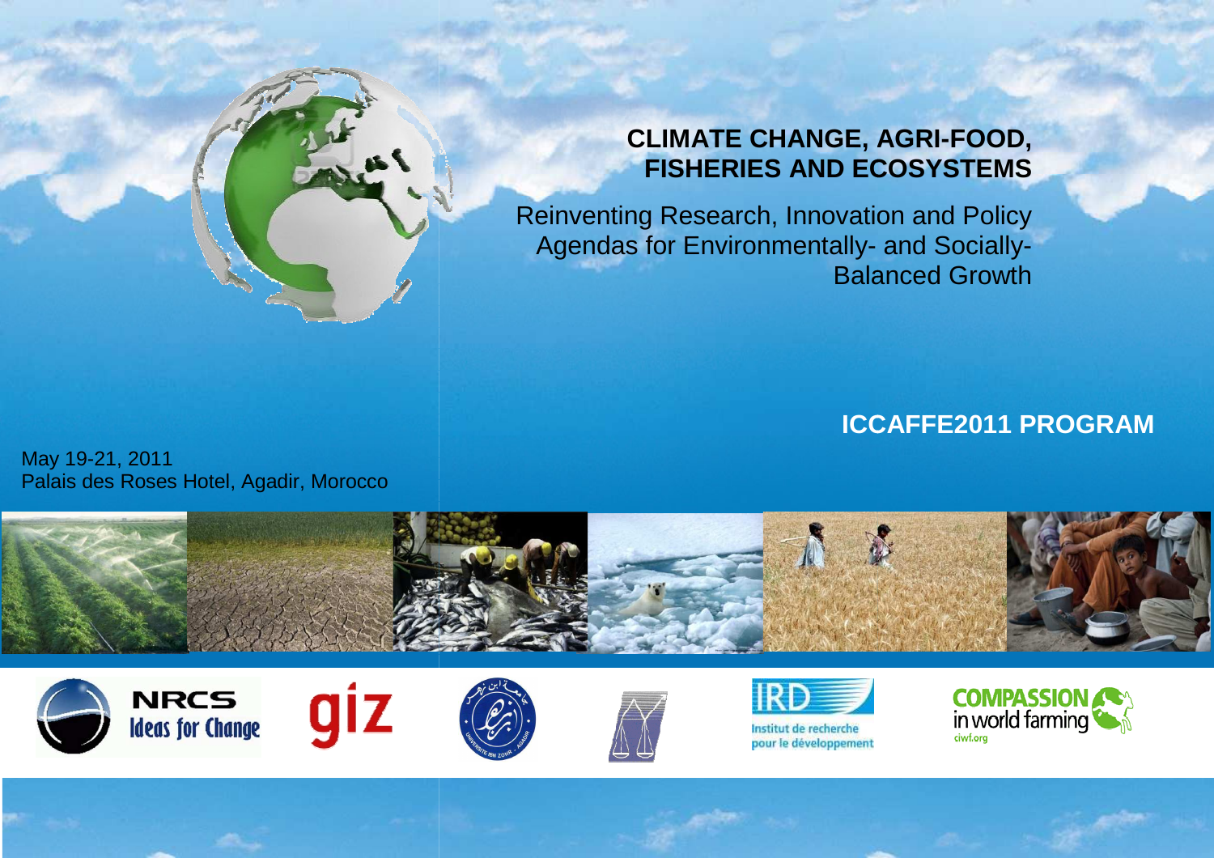# CLIMATE CHANGE, AGRI-FOOD, FISHERIES AND ECOSYSTEMS

Reinventing Research, Innovation and Policy Agendas for Environmentally- and Socially-Balanced Growth

## ICCAFFE2011 PROGRAM

May 19-21, 2011
Palais des Roses Hotel, Agadir, Morocco

NRCS Ideas for Change

giz

IRD Institut de recherche pour le développement

COMPASSION in world farming ciwf.org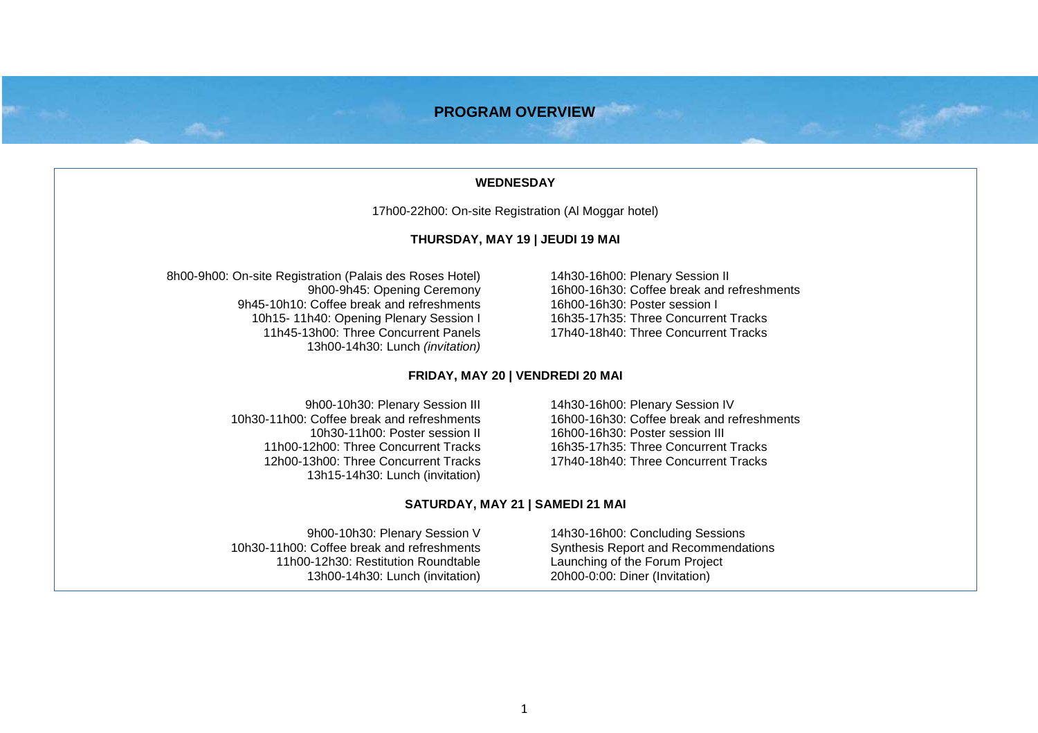# PROGRAM OVERVIEW

### WEDNESDAY

17h00-22h00: On-site Registration (Al Moggar hotel)

### THURSDAY, MAY 19 | JEUDI 19 MAI

8h00-9h00: On-site Registration (Palais des Roses Hotel)
9h00-9h45: Opening Ceremony
9h45-10h10: Coffee break and refreshments
10h15- 11h40: Opening Plenary Session I
11h45-13h00: Three Concurrent Panels
13h00-14h30: Lunch *(invitation)*

14h30-16h00: Plenary Session II
16h00-16h30: Coffee break and refreshments
16h00-16h30: Poster session I
16h35-17h35: Three Concurrent Tracks
17h40-18h40: Three Concurrent Tracks

### FRIDAY, MAY 20 | VENDREDI 20 MAI

9h00-10h30: Plenary Session III
10h30-11h00: Coffee break and refreshments
10h30-11h00: Poster session II
11h00-12h00: Three Concurrent Tracks
12h00-13h00: Three Concurrent Tracks
13h15-14h30: Lunch (invitation)

14h30-16h00: Plenary Session IV
16h00-16h30: Coffee break and refreshments
16h00-16h30: Poster session III
16h35-17h35: Three Concurrent Tracks
17h40-18h40: Three Concurrent Tracks

### SATURDAY, MAY 21 | SAMEDI 21 MAI

9h00-10h30: Plenary Session V
10h30-11h00: Coffee break and refreshments
11h00-12h30: Restitution Roundtable
13h00-14h30: Lunch (invitation)

14h30-16h00: Concluding Sessions
Synthesis Report and Recommendations
Launching of the Forum Project
20h00-0:00: Diner (Invitation)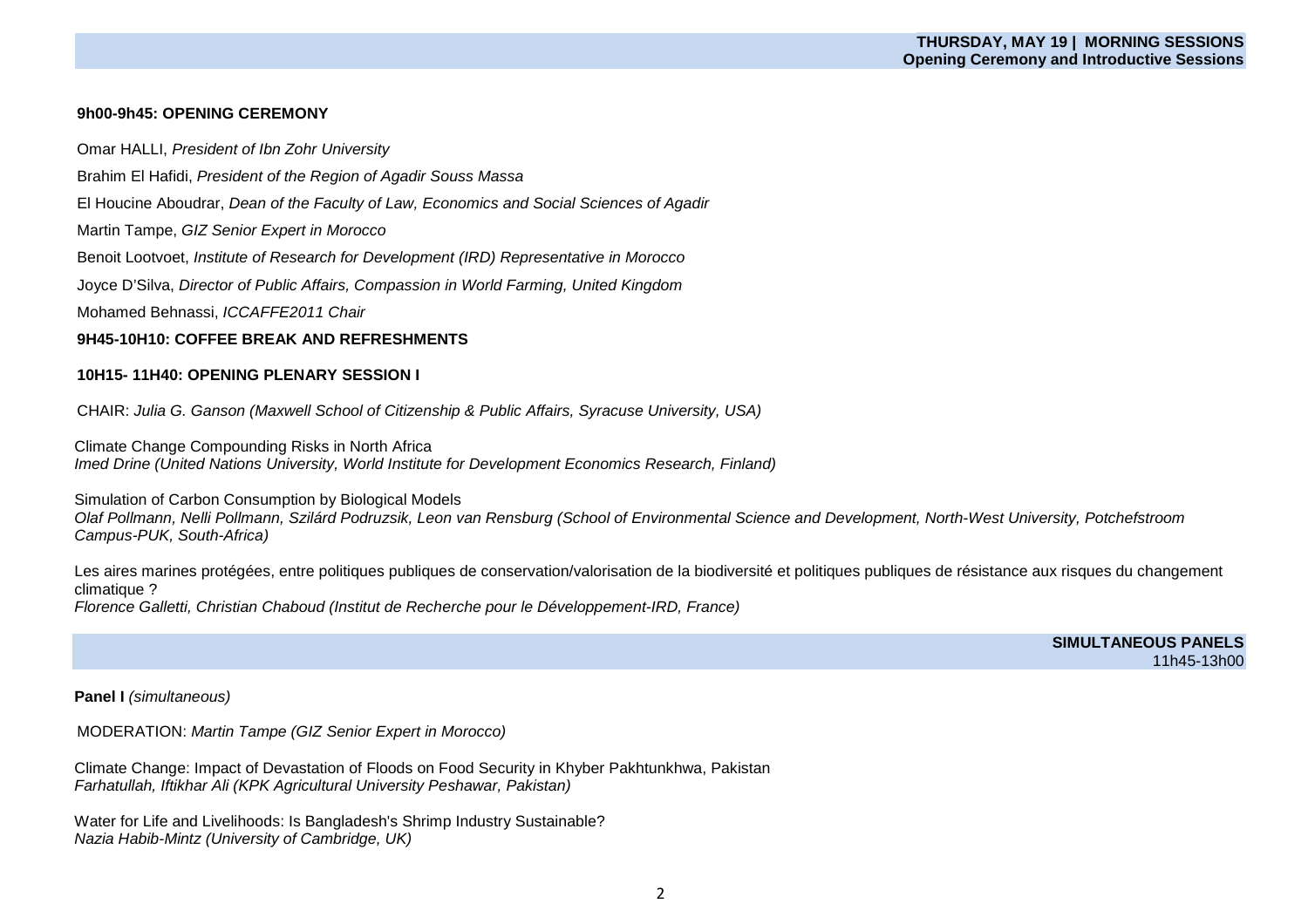**THURSDAY, MAY 19 | MORNING SESSIONS**
**Opening Ceremony and Introductive Sessions**

### 9h00-9h45: OPENING CEREMONY

Omar HALLI, *President of Ibn Zohr University*

Brahim El Hafidi, *President of the Region of Agadir Souss Massa*

El Houcine Aboudrar, *Dean of the Faculty of Law, Economics and Social Sciences of Agadir*

Martin Tampe, *GIZ Senior Expert in Morocco*

Benoit Lootvoet, *Institute of Research for Development (IRD) Representative in Morocco*

Joyce D'Silva, *Director of Public Affairs, Compassion in World Farming, United Kingdom*

Mohamed Behnassi, *ICCAFFE2011 Chair*

### 9H45-10H10: COFFEE BREAK AND REFRESHMENTS

### 10H15- 11H40: OPENING PLENARY SESSION I

CHAIR: *Julia G. Ganson (Maxwell School of Citizenship & Public Affairs, Syracuse University, USA)*

Climate Change Compounding Risks in North Africa
*Imed Drine (United Nations University, World Institute for Development Economics Research, Finland)*

Simulation of Carbon Consumption by Biological Models
*Olaf Pollmann, Nelli Pollmann, Szilárd Podruzsik, Leon van Rensburg (School of Environmental Science and Development, North-West University, Potchefstroom Campus-PUK, South-Africa)*

Les aires marines protégées, entre politiques publiques de conservation/valorisation de la biodiversité et politiques publiques de résistance aux risques du changement climatique ?
*Florence Galletti, Christian Chaboud (Institut de Recherche pour le Développement-IRD, France)*

**SIMULTANEOUS PANELS**
11h45-13h00

**Panel I** *(simultaneous)*

MODERATION: *Martin Tampe (GIZ Senior Expert in Morocco)*

Climate Change: Impact of Devastation of Floods on Food Security in Khyber Pakhtunkhwa, Pakistan
*Farhatullah, Iftikhar Ali (KPK Agricultural University Peshawar, Pakistan)*

Water for Life and Livelihoods: Is Bangladesh's Shrimp Industry Sustainable?
*Nazia Habib-Mintz (University of Cambridge, UK)*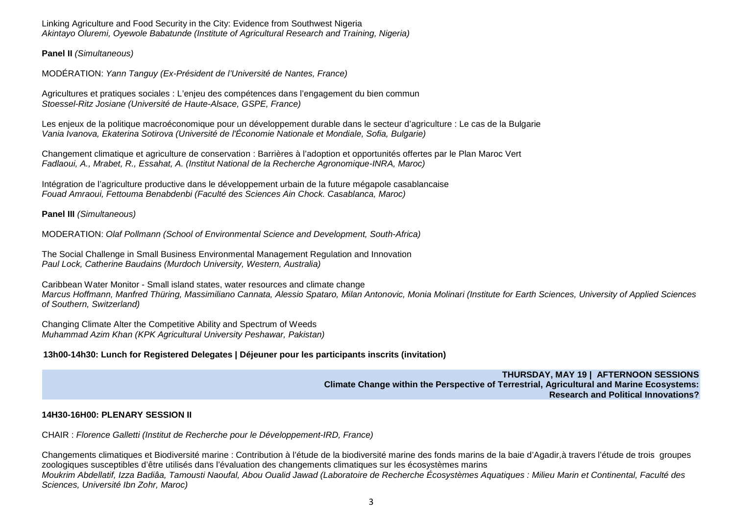Linking Agriculture and Food Security in the City: Evidence from Southwest Nigeria
*Akintayo Oluremi, Oyewole Babatunde (Institute of Agricultural Research and Training, Nigeria)*

**Panel II** *(Simultaneous)*

MODÉRATION: *Yann Tanguy (Ex-Président de l'Université de Nantes, France)*

Agricultures et pratiques sociales : L'enjeu des compétences dans l'engagement du bien commun
*Stoessel-Ritz Josiane (Université de Haute-Alsace, GSPE, France)*

Les enjeux de la politique macroéconomique pour un développement durable dans le secteur d'agriculture : Le cas de la Bulgarie
*Vania Ivanova, Ekaterina Sotirova (Université de l'Économie Nationale et Mondiale, Sofia, Bulgarie)*

Changement climatique et agriculture de conservation : Barrières à l'adoption et opportunités offertes par le Plan Maroc Vert
*Fadlaoui, A., Mrabet, R., Essahat, A. (Institut National de la Recherche Agronomique-INRA, Maroc)*

Intégration de l'agriculture productive dans le développement urbain de la future mégapole casablancaise
*Fouad Amraoui, Fettouma Benabdenbi (Faculté des Sciences Ain Chock. Casablanca, Maroc)*

**Panel III** *(Simultaneous)*

MODERATION: *Olaf Pollmann (School of Environmental Science and Development, South-Africa)*

The Social Challenge in Small Business Environmental Management Regulation and Innovation
*Paul Lock, Catherine Baudains (Murdoch University, Western, Australia)*

Caribbean Water Monitor - Small island states, water resources and climate change
*Marcus Hoffmann, Manfred Thüring, Massimiliano Cannata, Alessio Spataro, Milan Antonovic, Monia Molinari (Institute for Earth Sciences, University of Applied Sciences of Southern, Switzerland)*

Changing Climate Alter the Competitive Ability and Spectrum of Weeds
*Muhammad Azim Khan (KPK Agricultural University Peshawar, Pakistan)*

**13h00-14h30: Lunch for Registered Delegates | Déjeuner pour les participants inscrits (invitation)**

**THURSDAY, MAY 19 | AFTERNOON SESSIONS**
**Climate Change within the Perspective of Terrestrial, Agricultural and Marine Ecosystems: Research and Political Innovations?**

**14H30-16H00: PLENARY SESSION II**

CHAIR : *Florence Galletti (Institut de Recherche pour le Développement-IRD, France)*

Changements climatiques et Biodiversité marine : Contribution à l'étude de la biodiversité marine des fonds marins de la baie d'Agadir,à travers l'étude de trois groupes zoologiques susceptibles d'être utilisés dans l'évaluation des changements climatiques sur les écosystèmes marins
*Moukrim Abdellatif, Izza Badiâa, Tamousti Naoufal, Abou Oualid Jawad (Laboratoire de Recherche Écosystèmes Aquatiques : Milieu Marin et Continental, Faculté des Sciences, Université Ibn Zohr, Maroc)*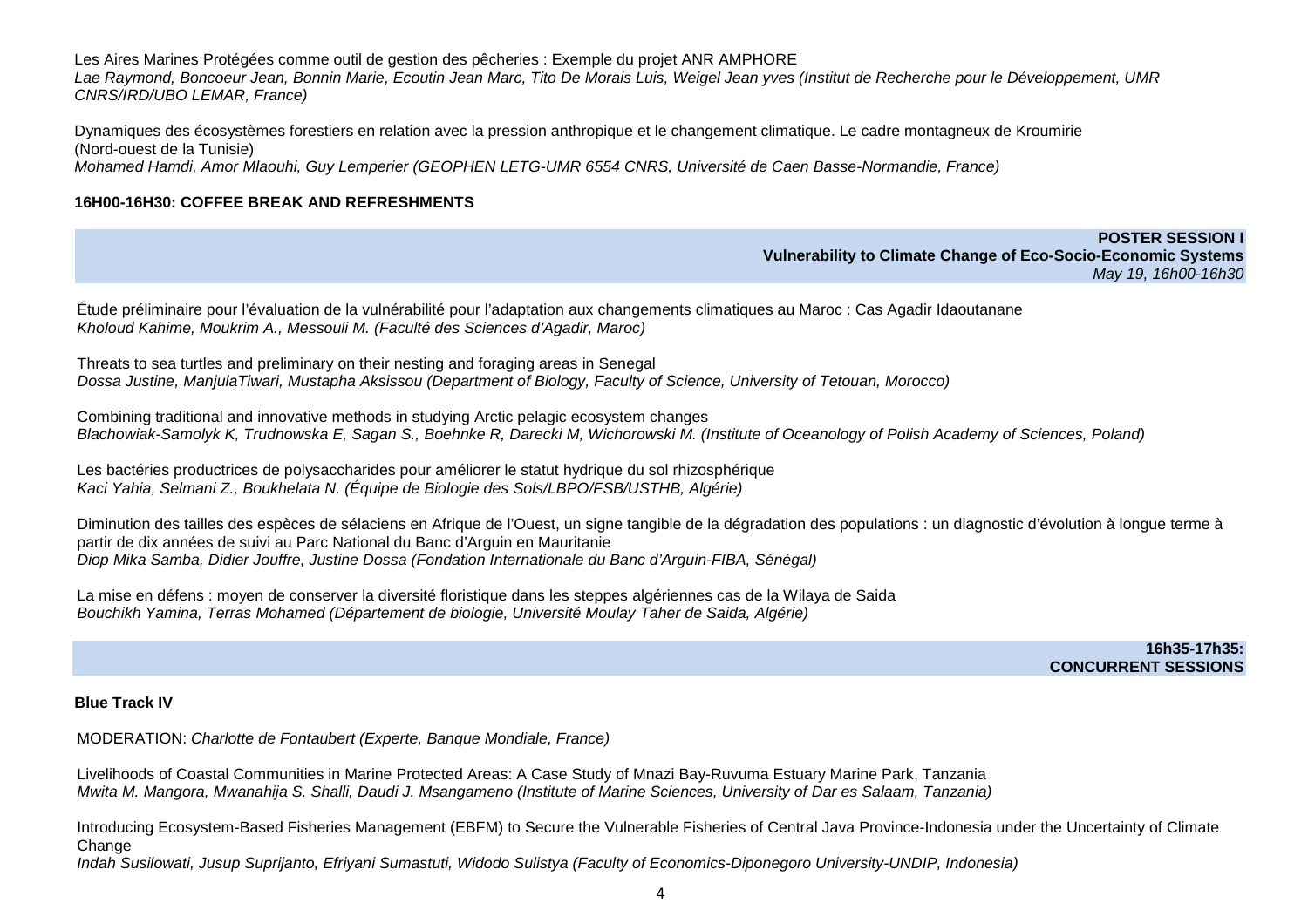Les Aires Marines Protégées comme outil de gestion des pêcheries : Exemple du projet ANR AMPHORE
*Lae Raymond, Boncoeur Jean, Bonnin Marie, Ecoutin Jean Marc, Tito De Morais Luis, Weigel Jean yves (Institut de Recherche pour le Développement, UMR CNRS/IRD/UBO LEMAR, France)*

Dynamiques des écosystèmes forestiers en relation avec la pression anthropique et le changement climatique. Le cadre montagneux de Kroumirie (Nord-ouest de la Tunisie)
*Mohamed Hamdi, Amor Mlaouhi, Guy Lemperier (GEOPHEN LETG-UMR 6554 CNRS, Université de Caen Basse-Normandie, France)*

**16H00-16H30: COFFEE BREAK AND REFRESHMENTS**

**POSTER SESSION I**
**Vulnerability to Climate Change of Eco-Socio-Economic Systems**
*May 19, 16h00-16h30*

Étude préliminaire pour l'évaluation de la vulnérabilité pour l'adaptation aux changements climatiques au Maroc : Cas Agadir Idaoutanane
*Kholoud Kahime, Moukrim A., Messouli M. (Faculté des Sciences d'Agadir, Maroc)*

Threats to sea turtles and preliminary on their nesting and foraging areas in Senegal
*Dossa Justine, ManjulaTiwari, Mustapha Aksissou (Department of Biology, Faculty of Science, University of Tetouan, Morocco)*

Combining traditional and innovative methods in studying Arctic pelagic ecosystem changes
*Blachowiak-Samolyk K, Trudnowska E, Sagan S., Boehnke R, Darecki M, Wichorowski M. (Institute of Oceanology of Polish Academy of Sciences, Poland)*

Les bactéries productrices de polysaccharides pour améliorer le statut hydrique du sol rhizosphérique
*Kaci Yahia, Selmani Z., Boukhelata N. (Équipe de Biologie des Sols/LBPO/FSB/USTHB, Algérie)*

Diminution des tailles des espèces de sélaciens en Afrique de l'Ouest, un signe tangible de la dégradation des populations : un diagnostic d'évolution à longue terme à partir de dix années de suivi au Parc National du Banc d'Arguin en Mauritanie
*Diop Mika Samba, Didier Jouffre, Justine Dossa (Fondation Internationale du Banc d'Arguin-FIBA, Sénégal)*

La mise en défens : moyen de conserver la diversité floristique dans les steppes algériennes cas de la Wilaya de Saida
*Bouchikh Yamina, Terras Mohamed (Département de biologie, Université Moulay Taher de Saida, Algérie)*

**16h35-17h35:**
**CONCURRENT SESSIONS**

**Blue Track IV**

MODERATION: *Charlotte de Fontaubert (Experte, Banque Mondiale, France)*

Livelihoods of Coastal Communities in Marine Protected Areas: A Case Study of Mnazi Bay-Ruvuma Estuary Marine Park, Tanzania
*Mwita M. Mangora, Mwanahija S. Shalli, Daudi J. Msangameno (Institute of Marine Sciences, University of Dar es Salaam, Tanzania)*

Introducing Ecosystem-Based Fisheries Management (EBFM) to Secure the Vulnerable Fisheries of Central Java Province-Indonesia under the Uncertainty of Climate Change
*Indah Susilowati, Jusup Suprijanto, Efriyani Sumastuti, Widodo Sulistya (Faculty of Economics-Diponegoro University-UNDIP, Indonesia)*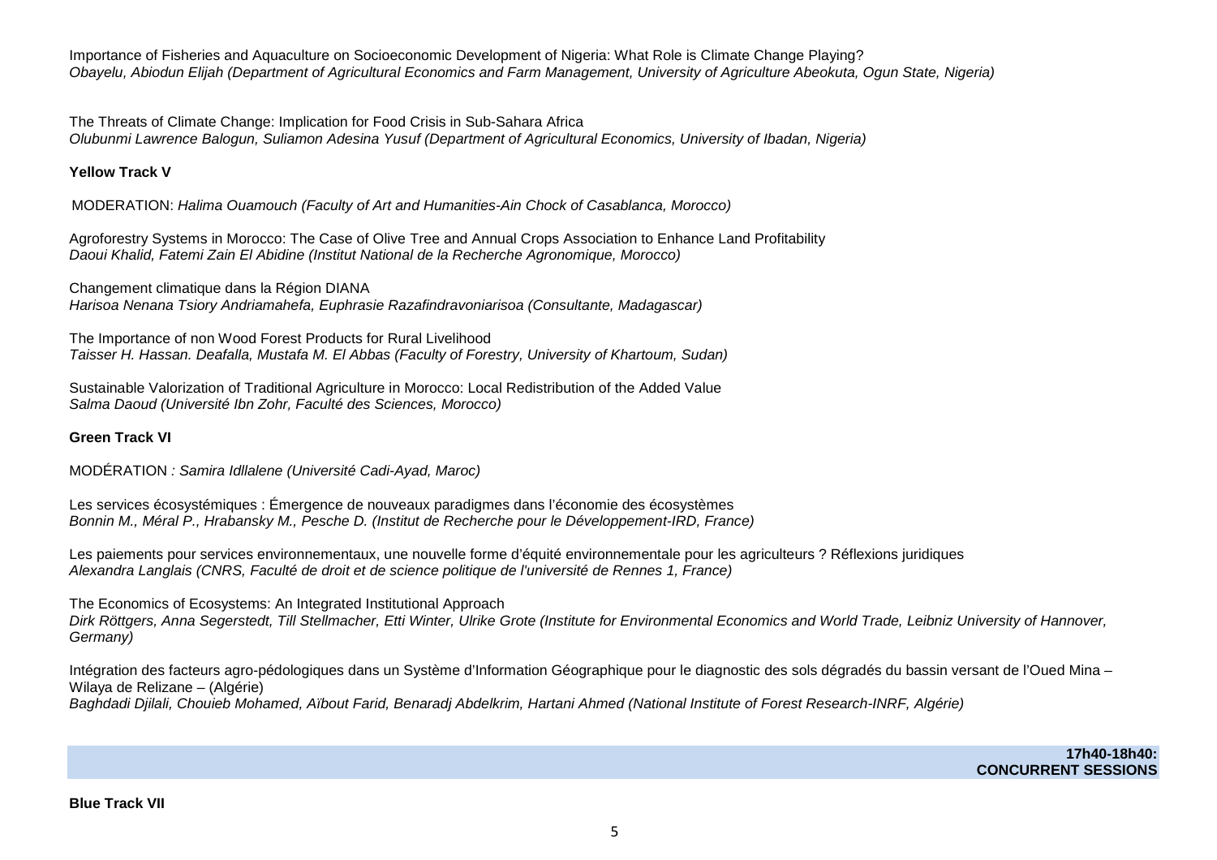Importance of Fisheries and Aquaculture on Socioeconomic Development of Nigeria: What Role is Climate Change Playing?
*Obayelu, Abiodun Elijah (Department of Agricultural Economics and Farm Management, University of Agriculture Abeokuta, Ogun State, Nigeria)*

The Threats of Climate Change: Implication for Food Crisis in Sub-Sahara Africa
*Olubunmi Lawrence Balogun, Suliamon Adesina Yusuf (Department of Agricultural Economics, University of Ibadan, Nigeria)*

**Yellow Track V**

MODERATION: *Halima Ouamouch (Faculty of Art and Humanities-Ain Chock of Casablanca, Morocco)*

Agroforestry Systems in Morocco: The Case of Olive Tree and Annual Crops Association to Enhance Land Profitability
*Daoui Khalid, Fatemi Zain El Abidine (Institut National de la Recherche Agronomique, Morocco)*

Changement climatique dans la Région DIANA
*Harisoa Nenana Tsiory Andriamahefa, Euphrasie Razafindravoniarisoa (Consultante, Madagascar)*

The Importance of non Wood Forest Products for Rural Livelihood
*Taisser H. Hassan. Deafalla, Mustafa M. El Abbas (Faculty of Forestry, University of Khartoum, Sudan)*

Sustainable Valorization of Traditional Agriculture in Morocco: Local Redistribution of the Added Value
*Salma Daoud (Université Ibn Zohr, Faculté des Sciences, Morocco)*

**Green Track VI**

MODÉRATION *: Samira Idllalene (Université Cadi-Ayad, Maroc)*

Les services écosystémiques : Émergence de nouveaux paradigmes dans l'économie des écosystèmes
*Bonnin M., Méral P., Hrabansky M., Pesche D. (Institut de Recherche pour le Développement-IRD, France)*

Les paiements pour services environnementaux, une nouvelle forme d'équité environnementale pour les agriculteurs ? Réflexions juridiques
*Alexandra Langlais (CNRS, Faculté de droit et de science politique de l'université de Rennes 1, France)*

The Economics of Ecosystems: An Integrated Institutional Approach
*Dirk Röttgers, Anna Segerstedt, Till Stellmacher, Etti Winter, Ulrike Grote (Institute for Environmental Economics and World Trade, Leibniz University of Hannover, Germany)*

Intégration des facteurs agro-pédologiques dans un Système d'Information Géographique pour le diagnostic des sols dégradés du bassin versant de l'Oued Mina – Wilaya de Relizane – (Algérie)
*Baghdadi Djilali, Chouieb Mohamed, Aïbout Farid, Benaradj Abdelkrim, Hartani Ahmed (National Institute of Forest Research-INRF, Algérie)*

**17h40-18h40: CONCURRENT SESSIONS**

**Blue Track VII**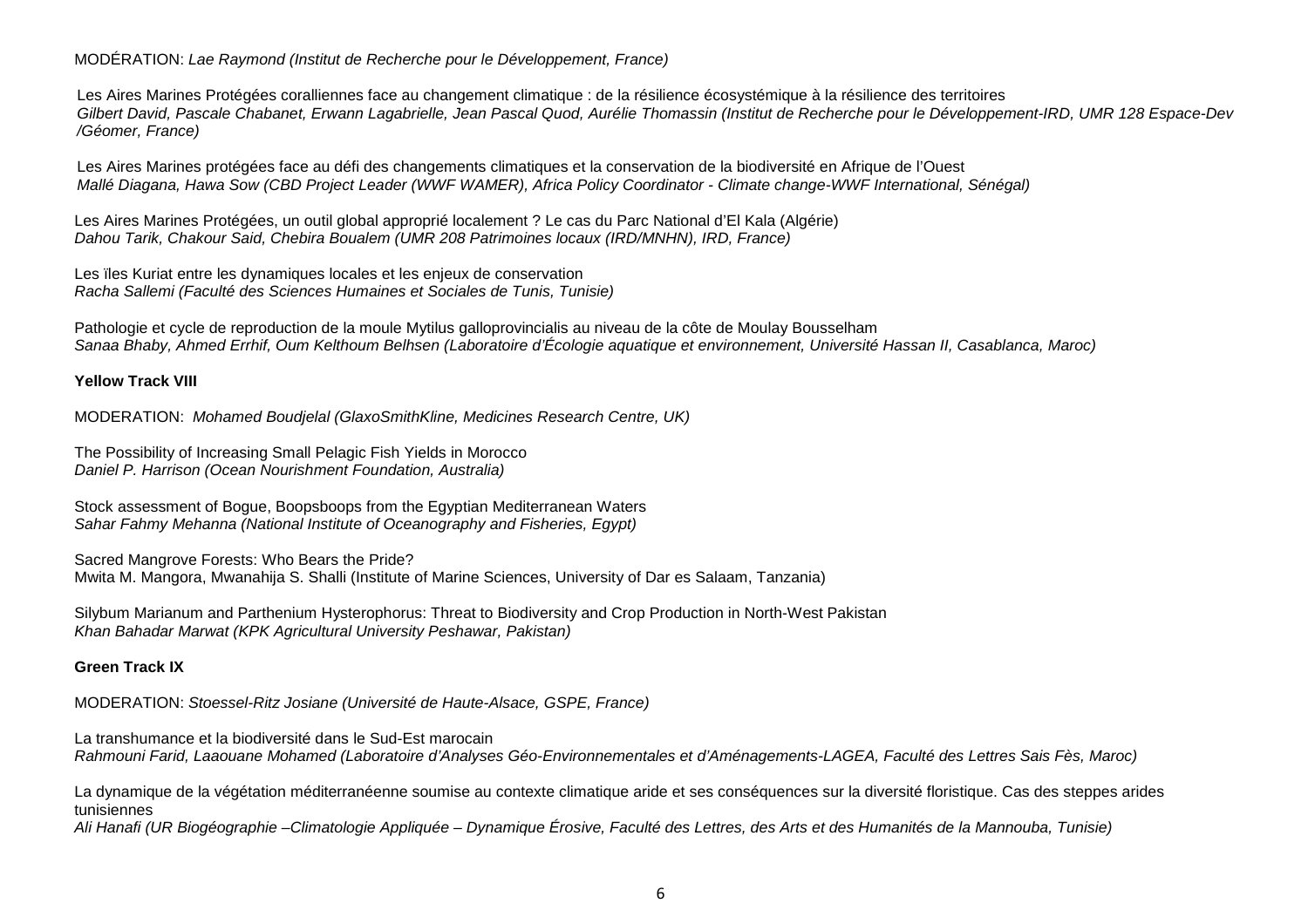MODÉRATION: *Lae Raymond (Institut de Recherche pour le Développement, France)*

Les Aires Marines Protégées coralliennes face au changement climatique : de la résilience écosystémique à la résilience des territoires
*Gilbert David, Pascale Chabanet, Erwann Lagabrielle, Jean Pascal Quod, Aurélie Thomassin (Institut de Recherche pour le Développement-IRD, UMR 128 Espace-Dev /Géomer, France)*

Les Aires Marines protégées face au défi des changements climatiques et la conservation de la biodiversité en Afrique de l'Ouest
*Mallé Diagana, Hawa Sow (CBD Project Leader (WWF WAMER), Africa Policy Coordinator - Climate change-WWF International, Sénégal)*

Les Aires Marines Protégées, un outil global approprié localement ? Le cas du Parc National d'El Kala (Algérie)
*Dahou Tarik, Chakour Said, Chebira Boualem (UMR 208 Patrimoines locaux (IRD/MNHN), IRD, France)*

Les ïles Kuriat entre les dynamiques locales et les enjeux de conservation
*Racha Sallemi (Faculté des Sciences Humaines et Sociales de Tunis, Tunisie)*

Pathologie et cycle de reproduction de la moule Mytilus galloprovincialis au niveau de la côte de Moulay Bousselham
*Sanaa Bhaby, Ahmed Errhif, Oum Kelthoum Belhsen (Laboratoire d'Écologie aquatique et environnement, Université Hassan II, Casablanca, Maroc)*

**Yellow Track VIII**

MODERATION: *Mohamed Boudjelal (GlaxoSmithKline, Medicines Research Centre, UK)*

The Possibility of Increasing Small Pelagic Fish Yields in Morocco
*Daniel P. Harrison (Ocean Nourishment Foundation, Australia)*

Stock assessment of Bogue, Boopsboops from the Egyptian Mediterranean Waters
*Sahar Fahmy Mehanna (National Institute of Oceanography and Fisheries, Egypt)*

Sacred Mangrove Forests: Who Bears the Pride?
Mwita M. Mangora, Mwanahija S. Shalli (Institute of Marine Sciences, University of Dar es Salaam, Tanzania)

Silybum Marianum and Parthenium Hysterophorus: Threat to Biodiversity and Crop Production in North-West Pakistan
*Khan Bahadar Marwat (KPK Agricultural University Peshawar, Pakistan)*

**Green Track IX**

MODERATION: *Stoessel-Ritz Josiane (Université de Haute-Alsace, GSPE, France)*

La transhumance et la biodiversité dans le Sud-Est marocain
*Rahmouni Farid, Laaouane Mohamed (Laboratoire d'Analyses Géo-Environnementales et d'Aménagements-LAGEA, Faculté des Lettres Sais Fès, Maroc)*

La dynamique de la végétation méditerranéenne soumise au contexte climatique aride et ses conséquences sur la diversité floristique. Cas des steppes arides tunisiennes
*Ali Hanafi (UR Biogéographie –Climatologie Appliquée – Dynamique Érosive, Faculté des Lettres, des Arts et des Humanités de la Mannouba, Tunisie)*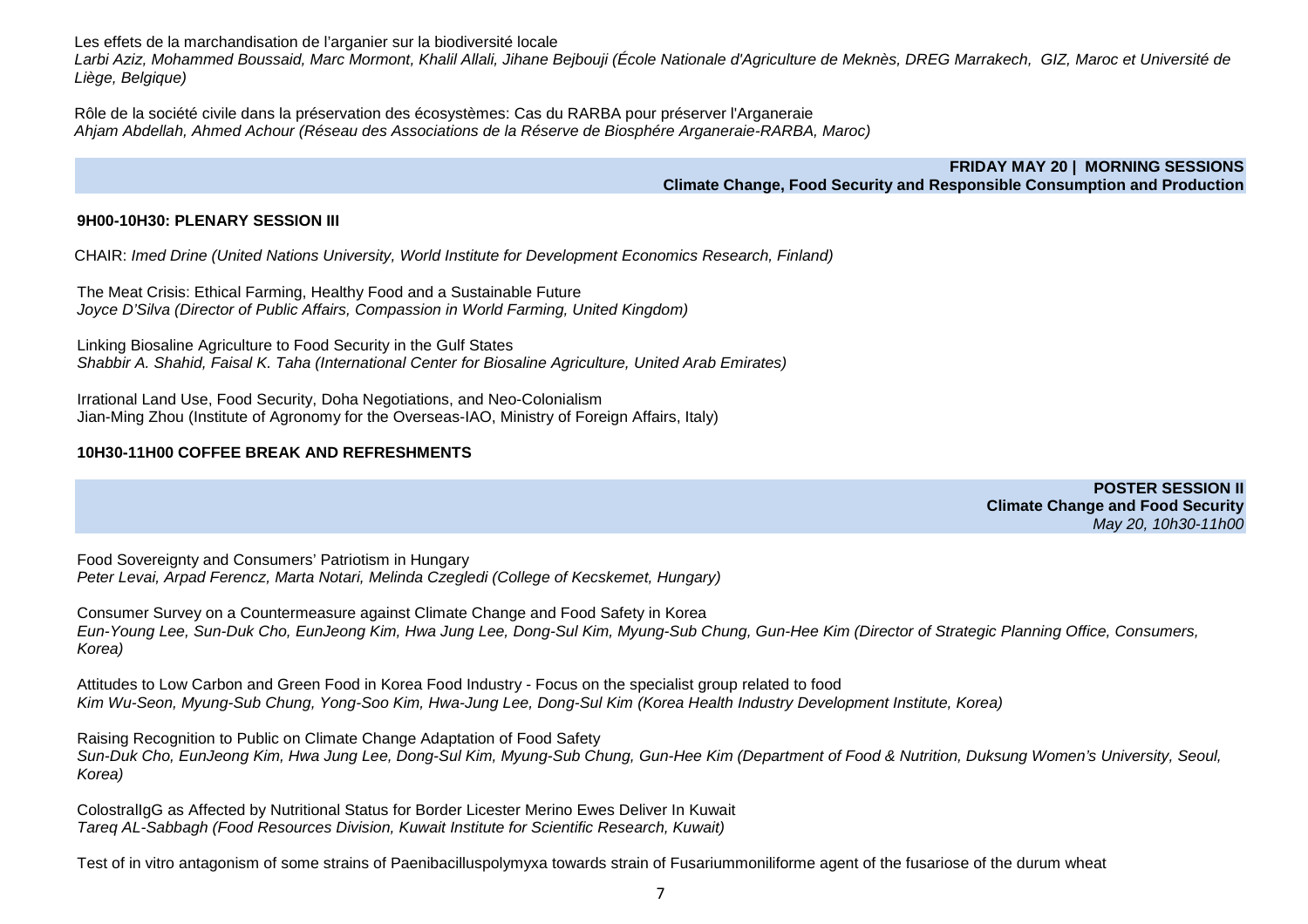Les effets de la marchandisation de l'arganier sur la biodiversité locale
*Larbi Aziz, Mohammed Boussaid, Marc Mormont, Khalil Allali, Jihane Bejbouji (École Nationale d'Agriculture de Meknès, DREG Marrakech, GIZ, Maroc et Université de Liège, Belgique)*

Rôle de la société civile dans la préservation des écosystèmes: Cas du RARBA pour préserver l'Arganeraie
*Ahjam Abdellah, Ahmed Achour (Réseau des Associations de la Réserve de Biosphére Arganeraie-RARBA, Maroc)*

## FRIDAY MAY 20 | MORNING SESSIONS
## Climate Change, Food Security and Responsible Consumption and Production

### 9H00-10H30: PLENARY SESSION III

CHAIR: *Imed Drine (United Nations University, World Institute for Development Economics Research, Finland)*

The Meat Crisis: Ethical Farming, Healthy Food and a Sustainable Future
*Joyce D'Silva (Director of Public Affairs, Compassion in World Farming, United Kingdom)*

Linking Biosaline Agriculture to Food Security in the Gulf States
*Shabbir A. Shahid, Faisal K. Taha (International Center for Biosaline Agriculture, United Arab Emirates)*

Irrational Land Use, Food Security, Doha Negotiations, and Neo-Colonialism
Jian-Ming Zhou (Institute of Agronomy for the Overseas-IAO, Ministry of Foreign Affairs, Italy)

### 10H30-11H00 COFFEE BREAK AND REFRESHMENTS

## POSTER SESSION II
## Climate Change and Food Security
*May 20, 10h30-11h00*

Food Sovereignty and Consumers' Patriotism in Hungary
*Peter Levai, Arpad Ferencz, Marta Notari, Melinda Czegledi (College of Kecskemet, Hungary)*

Consumer Survey on a Countermeasure against Climate Change and Food Safety in Korea
*Eun-Young Lee, Sun-Duk Cho, EunJeong Kim, Hwa Jung Lee, Dong-Sul Kim, Myung-Sub Chung, Gun-Hee Kim (Director of Strategic Planning Office, Consumers, Korea)*

Attitudes to Low Carbon and Green Food in Korea Food Industry - Focus on the specialist group related to food
*Kim Wu-Seon, Myung-Sub Chung, Yong-Soo Kim, Hwa-Jung Lee, Dong-Sul Kim (Korea Health Industry Development Institute, Korea)*

Raising Recognition to Public on Climate Change Adaptation of Food Safety
*Sun-Duk Cho, EunJeong Kim, Hwa Jung Lee, Dong-Sul Kim, Myung-Sub Chung, Gun-Hee Kim (Department of Food & Nutrition, Duksung Women's University, Seoul, Korea)*

ColostralIgG as Affected by Nutritional Status for Border Licester Merino Ewes Deliver In Kuwait
*Tareq AL-Sabbagh (Food Resources Division, Kuwait Institute for Scientific Research, Kuwait)*

Test of in vitro antagonism of some strains of Paenibacilluspolymyxa towards strain of Fusariummoniliforme agent of the fusariose of the durum wheat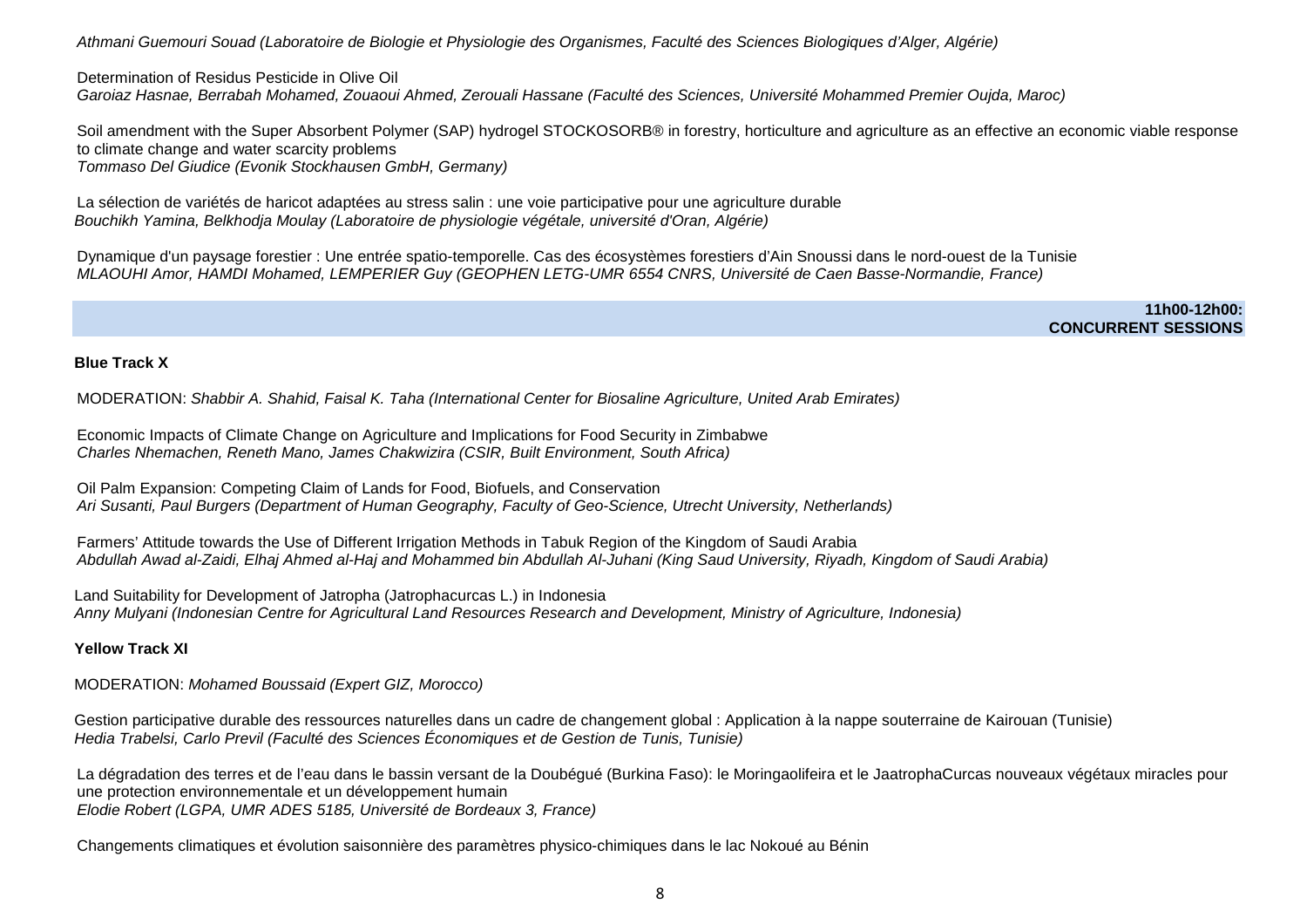*Athmani Guemouri Souad (Laboratoire de Biologie et Physiologie des Organismes, Faculté des Sciences Biologiques d'Alger, Algérie)*

Determination of Residus Pesticide in Olive Oil
*Garoiaz Hasnae, Berrabah Mohamed, Zouaoui Ahmed, Zerouali Hassane (Faculté des Sciences, Université Mohammed Premier Oujda, Maroc)*

Soil amendment with the Super Absorbent Polymer (SAP) hydrogel STOCKOSORB® in forestry, horticulture and agriculture as an effective an economic viable response to climate change and water scarcity problems
*Tommaso Del Giudice (Evonik Stockhausen GmbH, Germany)*

La sélection de variétés de haricot adaptées au stress salin : une voie participative pour une agriculture durable
*Bouchikh Yamina, Belkhodja Moulay (Laboratoire de physiologie végétale, université d'Oran, Algérie)*

Dynamique d'un paysage forestier : Une entrée spatio-temporelle. Cas des écosystèmes forestiers d'Ain Snoussi dans le nord-ouest de la Tunisie
*MLAOUHI Amor, HAMDI Mohamed, LEMPERIER Guy (GEOPHEN LETG-UMR 6554 CNRS, Université de Caen Basse-Normandie, France)*

**11h00-12h00: CONCURRENT SESSIONS**

**Blue Track X**

MODERATION: *Shabbir A. Shahid, Faisal K. Taha (International Center for Biosaline Agriculture, United Arab Emirates)*

Economic Impacts of Climate Change on Agriculture and Implications for Food Security in Zimbabwe
*Charles Nhemachen, Reneth Mano, James Chakwizira (CSIR, Built Environment, South Africa)*

Oil Palm Expansion: Competing Claim of Lands for Food, Biofuels, and Conservation
*Ari Susanti, Paul Burgers (Department of Human Geography, Faculty of Geo-Science, Utrecht University, Netherlands)*

Farmers' Attitude towards the Use of Different Irrigation Methods in Tabuk Region of the Kingdom of Saudi Arabia
*Abdullah Awad al-Zaidi, Elhaj Ahmed al-Haj and Mohammed bin Abdullah Al-Juhani (King Saud University, Riyadh, Kingdom of Saudi Arabia)*

Land Suitability for Development of Jatropha (Jatrophacurcas L.) in Indonesia
*Anny Mulyani (Indonesian Centre for Agricultural Land Resources Research and Development, Ministry of Agriculture, Indonesia)*

**Yellow Track XI**

MODERATION: *Mohamed Boussaid (Expert GIZ, Morocco)*

Gestion participative durable des ressources naturelles dans un cadre de changement global : Application à la nappe souterraine de Kairouan (Tunisie)
*Hedia Trabelsi, Carlo Previl (Faculté des Sciences Économiques et de Gestion de Tunis, Tunisie)*

La dégradation des terres et de l'eau dans le bassin versant de la Doubégué (Burkina Faso): le Moringaolifeira et le JaatrophaCurcas nouveaux végétaux miracles pour une protection environnementale et un développement humain
*Elodie Robert (LGPA, UMR ADES 5185, Université de Bordeaux 3, France)*

Changements climatiques et évolution saisonnière des paramètres physico-chimiques dans le lac Nokoué au Bénin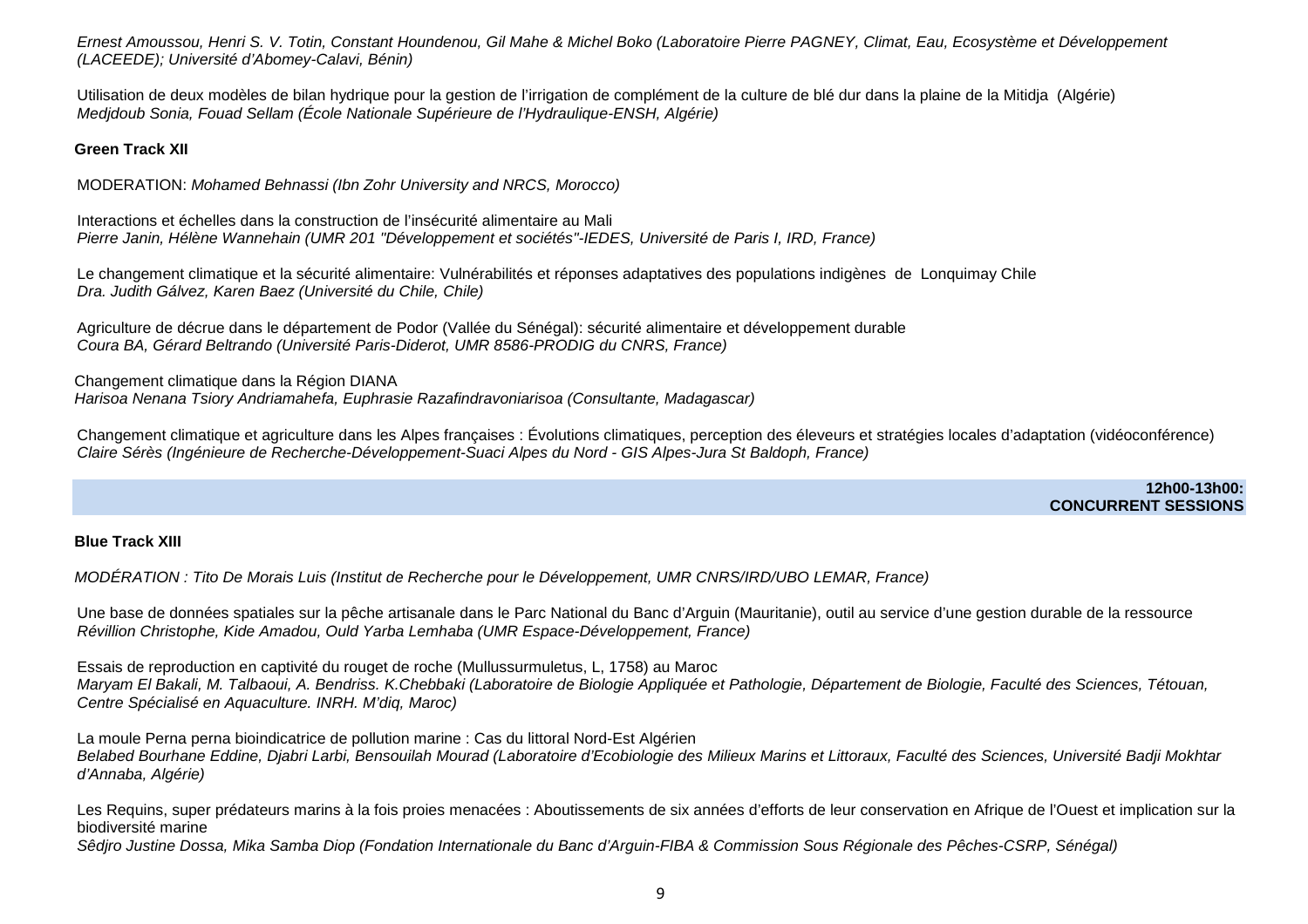*Ernest Amoussou, Henri S. V. Totin, Constant Houndenou, Gil Mahe & Michel Boko (Laboratoire Pierre PAGNEY, Climat, Eau, Ecosystème et Développement (LACEEDE); Université d'Abomey-Calavi, Bénin)*

Utilisation de deux modèles de bilan hydrique pour la gestion de l'irrigation de complément de la culture de blé dur dans la plaine de la Mitidja (Algérie)
*Medjdoub Sonia, Fouad Sellam (École Nationale Supérieure de l'Hydraulique-ENSH, Algérie)*

**Green Track XII**

MODERATION: *Mohamed Behnassi (Ibn Zohr University and NRCS, Morocco)*

Interactions et échelles dans la construction de l'insécurité alimentaire au Mali
*Pierre Janin, Hélène Wannehain (UMR 201 "Développement et sociétés"-IEDES, Université de Paris I, IRD, France)*

Le changement climatique et la sécurité alimentaire: Vulnérabilités et réponses adaptatives des populations indigènes de Lonquimay Chile
*Dra. Judith Gálvez, Karen Baez (Université du Chile, Chile)*

Agriculture de décrue dans le département de Podor (Vallée du Sénégal): sécurité alimentaire et développement durable
*Coura BA, Gérard Beltrando (Université Paris-Diderot, UMR 8586-PRODIG du CNRS, France)*

Changement climatique dans la Région DIANA
*Harisoa Nenana Tsiory Andriamahefa, Euphrasie Razafindravoniarisoa (Consultante, Madagascar)*

Changement climatique et agriculture dans les Alpes françaises : Évolutions climatiques, perception des éleveurs et stratégies locales d'adaptation (vidéoconférence)
*Claire Sérès (Ingénieure de Recherche-Développement-Suaci Alpes du Nord - GIS Alpes-Jura St Baldoph, France)*

**12h00-13h00: CONCURRENT SESSIONS**

**Blue Track XIII**

*MODÉRATION : Tito De Morais Luis (Institut de Recherche pour le Développement, UMR CNRS/IRD/UBO LEMAR, France)*

Une base de données spatiales sur la pêche artisanale dans le Parc National du Banc d'Arguin (Mauritanie), outil au service d'une gestion durable de la ressource
*Révillion Christophe, Kide Amadou, Ould Yarba Lemhaba (UMR Espace-Développement, France)*

Essais de reproduction en captivité du rouget de roche (Mullussurmuletus, L, 1758) au Maroc
*Maryam El Bakali, M. Talbaoui, A. Bendriss. K.Chebbaki (Laboratoire de Biologie Appliquée et Pathologie, Département de Biologie, Faculté des Sciences, Tétouan, Centre Spécialisé en Aquaculture. INRH. M'diq, Maroc)*

La moule Perna perna bioindicatrice de pollution marine : Cas du littoral Nord-Est Algérien
*Belabed Bourhane Eddine, Djabri Larbi, Bensouilah Mourad (Laboratoire d'Ecobiologie des Milieux Marins et Littoraux, Faculté des Sciences, Université Badji Mokhtar d'Annaba, Algérie)*

Les Requins, super prédateurs marins à la fois proies menacées : Aboutissements de six années d'efforts de leur conservation en Afrique de l'Ouest et implication sur la biodiversité marine
*Sêdjro Justine Dossa, Mika Samba Diop (Fondation Internationale du Banc d'Arguin-FIBA & Commission Sous Régionale des Pêches-CSRP, Sénégal)*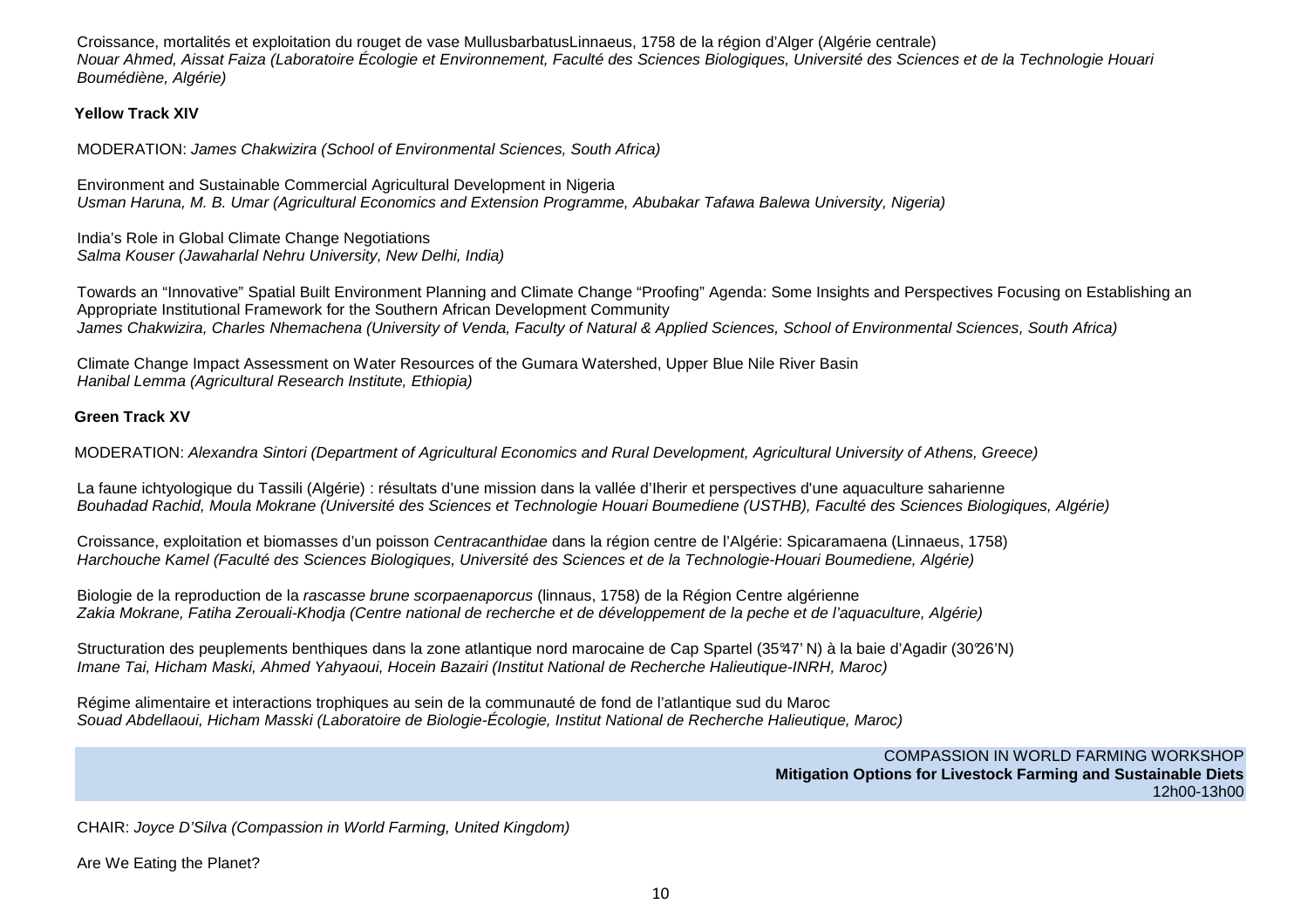Croissance, mortalités et exploitation du rouget de vase MullusbarbatusLinnaeus, 1758 de la région d'Alger (Algérie centrale)
*Nouar Ahmed, Aissat Faiza (Laboratoire Écologie et Environnement, Faculté des Sciences Biologiques, Université des Sciences et de la Technologie Houari Boumédiène, Algérie)*

**Yellow Track XIV**

MODERATION: *James Chakwizira (School of Environmental Sciences, South Africa)*

Environment and Sustainable Commercial Agricultural Development in Nigeria
*Usman Haruna, M. B. Umar (Agricultural Economics and Extension Programme, Abubakar Tafawa Balewa University, Nigeria)*

India's Role in Global Climate Change Negotiations
*Salma Kouser (Jawaharlal Nehru University, New Delhi, India)*

Towards an "Innovative" Spatial Built Environment Planning and Climate Change "Proofing" Agenda: Some Insights and Perspectives Focusing on Establishing an Appropriate Institutional Framework for the Southern African Development Community
*James Chakwizira, Charles Nhemachena (University of Venda, Faculty of Natural & Applied Sciences, School of Environmental Sciences, South Africa)*

Climate Change Impact Assessment on Water Resources of the Gumara Watershed, Upper Blue Nile River Basin
*Hanibal Lemma (Agricultural Research Institute, Ethiopia)*

**Green Track XV**

MODERATION: *Alexandra Sintori (Department of Agricultural Economics and Rural Development, Agricultural University of Athens, Greece)*

La faune ichtyologique du Tassili (Algérie) : résultats d'une mission dans la vallée d'Iherir et perspectives d'une aquaculture saharienne
*Bouhadad Rachid, Moula Mokrane (Université des Sciences et Technologie Houari Boumediene (USTHB), Faculté des Sciences Biologiques, Algérie)*

Croissance, exploitation et biomasses d'un poisson *Centracanthidae* dans la région centre de l'Algérie: Spicaramaena (Linnaeus, 1758)
*Harchouche Kamel (Faculté des Sciences Biologiques, Université des Sciences et de la Technologie-Houari Boumediene, Algérie)*

Biologie de la reproduction de la *rascasse brune scorpaenaporcus* (linnaus, 1758) de la Région Centre algérienne
*Zakia Mokrane, Fatiha Zerouali-Khodja (Centre national de recherche et de développement de la peche et de l'aquaculture, Algérie)*

Structuration des peuplements benthiques dans la zone atlantique nord marocaine de Cap Spartel (35°47' N) à la baie d'Agadir (30°26'N)
*Imane Tai, Hicham Maski, Ahmed Yahyaoui, Hocein Bazairi (Institut National de Recherche Halieutique-INRH, Maroc)*

Régime alimentaire et interactions trophiques au sein de la communauté de fond de l'atlantique sud du Maroc
*Souad Abdellaoui, Hicham Masski (Laboratoire de Biologie-Écologie, Institut National de Recherche Halieutique, Maroc)*

COMPASSION IN WORLD FARMING WORKSHOP
**Mitigation Options for Livestock Farming and Sustainable Diets**
12h00-13h00

CHAIR: *Joyce D'Silva (Compassion in World Farming, United Kingdom)*

Are We Eating the Planet?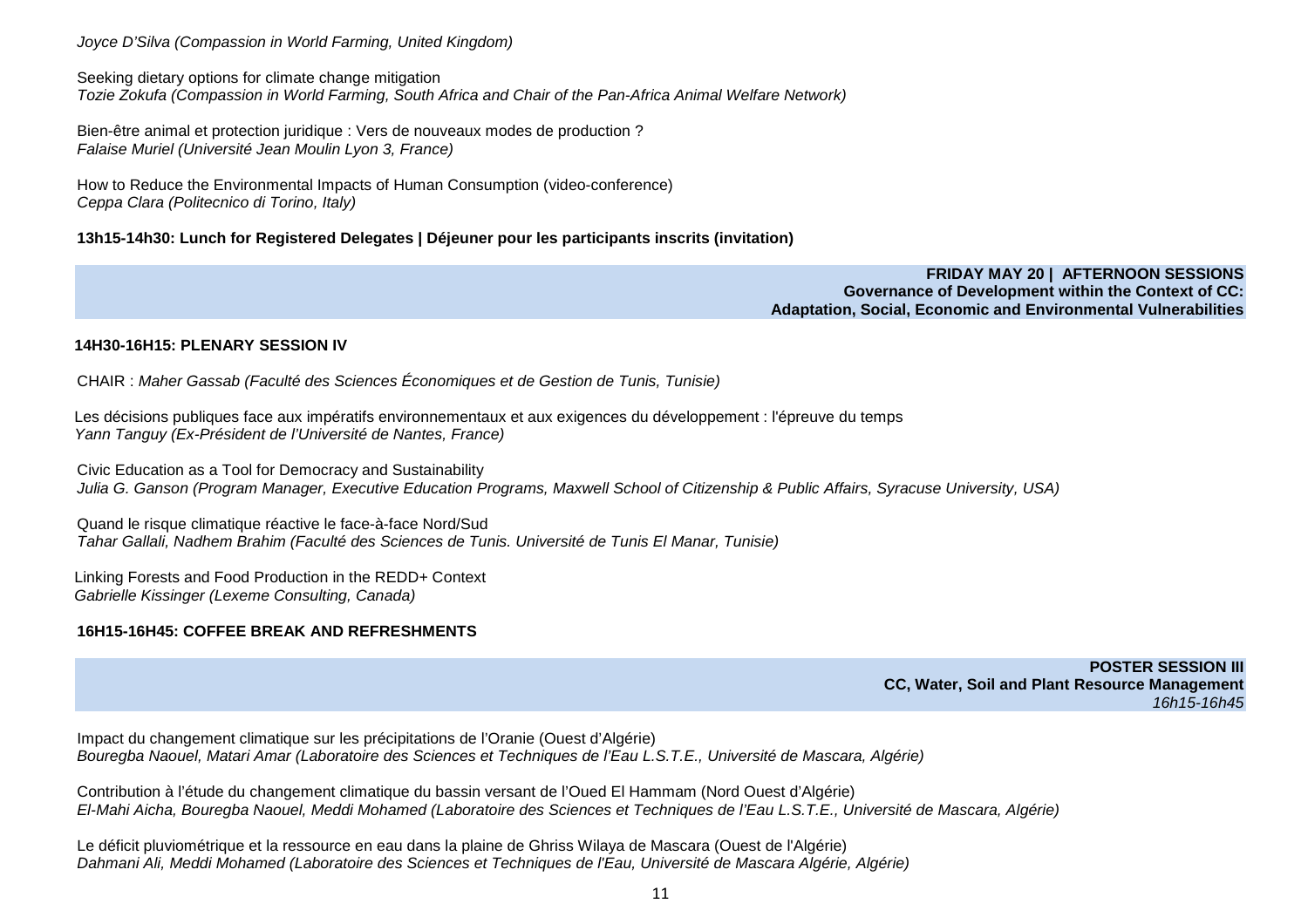*Joyce D'Silva (Compassion in World Farming, United Kingdom)*

Seeking dietary options for climate change mitigation
*Tozie Zokufa (Compassion in World Farming, South Africa and Chair of the Pan-Africa Animal Welfare Network)*

Bien-être animal et protection juridique : Vers de nouveaux modes de production ?
*Falaise Muriel (Université Jean Moulin Lyon 3, France)*

How to Reduce the Environmental Impacts of Human Consumption (video-conference)
*Ceppa Clara (Politecnico di Torino, Italy)*

**13h15-14h30: Lunch for Registered Delegates | Déjeuner pour les participants inscrits (invitation)**

**FRIDAY MAY 20 | AFTERNOON SESSIONS**
**Governance of Development within the Context of CC:**
**Adaptation, Social, Economic and Environmental Vulnerabilities**

**14H30-16H15: PLENARY SESSION IV**

CHAIR : *Maher Gassab (Faculté des Sciences Économiques et de Gestion de Tunis, Tunisie)*

Les décisions publiques face aux impératifs environnementaux et aux exigences du développement : l'épreuve du temps
*Yann Tanguy (Ex-Président de l'Université de Nantes, France)*

Civic Education as a Tool for Democracy and Sustainability
*Julia G. Ganson (Program Manager, Executive Education Programs, Maxwell School of Citizenship & Public Affairs, Syracuse University, USA)*

Quand le risque climatique réactive le face-à-face Nord/Sud
*Tahar Gallali, Nadhem Brahim (Faculté des Sciences de Tunis. Université de Tunis El Manar, Tunisie)*

Linking Forests and Food Production in the REDD+ Context
*Gabrielle Kissinger (Lexeme Consulting, Canada)*

**16H15-16H45: COFFEE BREAK AND REFRESHMENTS**

**POSTER SESSION III**
**CC, Water, Soil and Plant Resource Management**
*16h15-16h45*

Impact du changement climatique sur les précipitations de l'Oranie (Ouest d'Algérie)
*Bouregba Naouel, Matari Amar (Laboratoire des Sciences et Techniques de l'Eau L.S.T.E., Université de Mascara, Algérie)*

Contribution à l'étude du changement climatique du bassin versant de l'Oued El Hammam (Nord Ouest d'Algérie)
*El-Mahi Aicha, Bouregba Naouel, Meddi Mohamed (Laboratoire des Sciences et Techniques de l'Eau L.S.T.E., Université de Mascara, Algérie)*

Le déficit pluviométrique et la ressource en eau dans la plaine de Ghriss Wilaya de Mascara (Ouest de l'Algérie)
*Dahmani Ali, Meddi Mohamed (Laboratoire des Sciences et Techniques de l'Eau, Université de Mascara Algérie, Algérie)*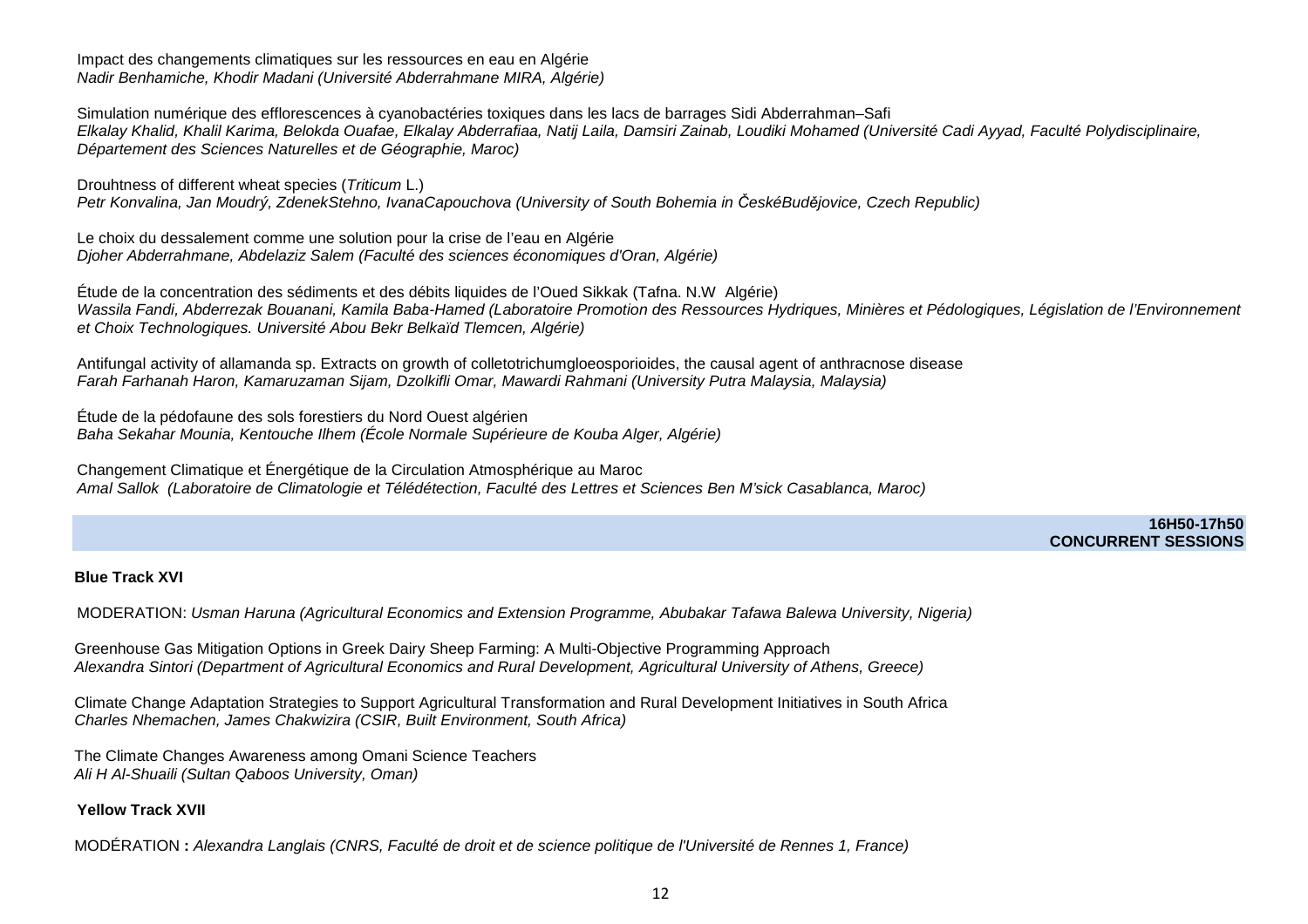Impact des changements climatiques sur les ressources en eau en Algérie
*Nadir Benhamiche, Khodir Madani (Université Abderrahmane MIRA, Algérie)*

Simulation numérique des efflorescences à cyanobactéries toxiques dans les lacs de barrages Sidi Abderrahman–Safi
*Elkalay Khalid, Khalil Karima, Belokda Ouafae, Elkalay Abderrafiaa, Natij Laila, Damsiri Zainab, Loudiki Mohamed (Université Cadi Ayyad, Faculté Polydisciplinaire, Département des Sciences Naturelles et de Géographie, Maroc)*

Drouhtness of different wheat species (*Triticum* L.)
*Petr Konvalina, Jan Moudrý, ZdenekStehno, IvanaCapouchova (University of South Bohemia in ČeskéBudějovice, Czech Republic)*

Le choix du dessalement comme une solution pour la crise de l'eau en Algérie
*Djoher Abderrahmane, Abdelaziz Salem (Faculté des sciences économiques d'Oran, Algérie)*

Étude de la concentration des sédiments et des débits liquides de l'Oued Sikkak (Tafna. N.W  Algérie)
*Wassila Fandi, Abderrezak Bouanani, Kamila Baba-Hamed (Laboratoire Promotion des Ressources Hydriques, Minières et Pédologiques, Législation de l'Environnement et Choix Technologiques. Université Abou Bekr Belkaïd Tlemcen, Algérie)*

Antifungal activity of allamanda sp. Extracts on growth of colletotrichumgloeosporioides, the causal agent of anthracnose disease
*Farah Farhanah Haron, Kamaruzaman Sijam, Dzolkifli Omar, Mawardi Rahmani (University Putra Malaysia, Malaysia)*

Étude de la pédofaune des sols forestiers du Nord Ouest algérien
*Baha Sekahar Mounia, Kentouche Ilhem (École Normale Supérieure de Kouba Alger, Algérie)*

Changement Climatique et Énergétique de la Circulation Atmosphérique au Maroc
*Amal Sallok  (Laboratoire de Climatologie et Télédétection, Faculté des Lettres et Sciences Ben M'sick Casablanca, Maroc)*

**16H50-17h50**
**CONCURRENT SESSIONS**

**Blue Track XVI**

MODERATION: *Usman Haruna (Agricultural Economics and Extension Programme, Abubakar Tafawa Balewa University, Nigeria)*

Greenhouse Gas Mitigation Options in Greek Dairy Sheep Farming: A Multi-Objective Programming Approach
*Alexandra Sintori (Department of Agricultural Economics and Rural Development, Agricultural University of Athens, Greece)*

Climate Change Adaptation Strategies to Support Agricultural Transformation and Rural Development Initiatives in South Africa
*Charles Nhemachen, James Chakwizira (CSIR, Built Environment, South Africa)*

The Climate Changes Awareness among Omani Science Teachers
*Ali H Al-Shuaili (Sultan Qaboos University, Oman)*

**Yellow Track XVII**

MODÉRATION **:** *Alexandra Langlais (CNRS, Faculté de droit et de science politique de l'Université de Rennes 1, France)*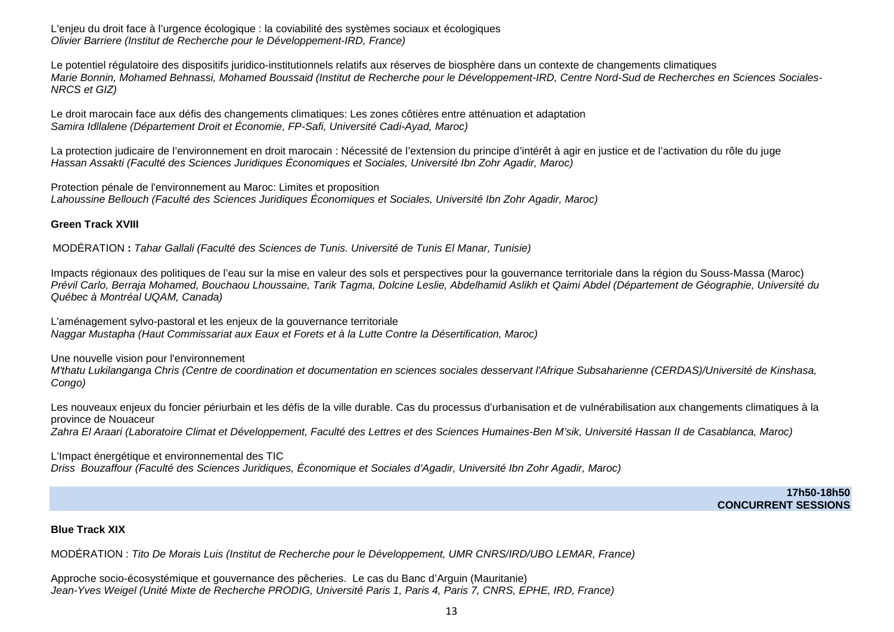L'enjeu du droit face à l'urgence écologique : la coviabilité des systèmes sociaux et écologiques
*Olivier Barriere (Institut de Recherche pour le Développement-IRD, France)*

Le potentiel régulatoire des dispositifs juridico-institutionnels relatifs aux réserves de biosphère dans un contexte de changements climatiques
*Marie Bonnin, Mohamed Behnassi, Mohamed Boussaid (Institut de Recherche pour le Développement-IRD, Centre Nord-Sud de Recherches en Sciences Sociales-NRCS et GIZ)*

Le droit marocain face aux défis des changements climatiques: Les zones côtières entre atténuation et adaptation
*Samira Idllalene (Département Droit et Économie, FP-Safi, Université Cadi-Ayad, Maroc)*

La protection judicaire de l'environnement en droit marocain : Nécessité de l'extension du principe d'intérêt à agir en justice et de l'activation du rôle du juge
*Hassan Assakti (Faculté des Sciences Juridiques Économiques et Sociales, Université Ibn Zohr Agadir, Maroc)*

Protection pénale de l'environnement au Maroc: Limites et proposition
*Lahoussine Bellouch (Faculté des Sciences Juridiques Économiques et Sociales, Université Ibn Zohr Agadir, Maroc)*

**Green Track XVIII**

MODÉRATION **:** *Tahar Gallali (Faculté des Sciences de Tunis. Université de Tunis El Manar, Tunisie)*

Impacts régionaux des politiques de l'eau sur la mise en valeur des sols et perspectives pour la gouvernance territoriale dans la région du Souss-Massa (Maroc)
*Prévil Carlo, Berraja Mohamed, Bouchaou Lhoussaine, Tarik Tagma, Dolcine Leslie, Abdelhamid Aslikh et Qaimi Abdel (Département de Géographie, Université du Québec à Montréal UQAM, Canada)*

L'aménagement sylvo-pastoral et les enjeux de la gouvernance territoriale
*Naggar Mustapha (Haut Commissariat aux Eaux et Forets et à la Lutte Contre la Désertification, Maroc)*

Une nouvelle vision pour l'environnement
*M'thatu Lukilanganga Chris (Centre de coordination et documentation en sciences sociales desservant l'Afrique Subsaharienne (CERDAS)/Université de Kinshasa, Congo)*

Les nouveaux enjeux du foncier périurbain et les défis de la ville durable. Cas du processus d'urbanisation et de vulnérabilisation aux changements climatiques à la province de Nouaceur
*Zahra El Araari (Laboratoire Climat et Développement, Faculté des Lettres et des Sciences Humaines-Ben M'sik, Université Hassan II de Casablanca, Maroc)*

L'Impact énergétique et environnemental des TIC
*Driss Bouzaffour (Faculté des Sciences Juridiques, Économique et Sociales d'Agadir, Université Ibn Zohr Agadir, Maroc)*

**17h50-18h50**
**CONCURRENT SESSIONS**

**Blue Track XIX**

MODÉRATION : *Tito De Morais Luis (Institut de Recherche pour le Développement, UMR CNRS/IRD/UBO LEMAR, France)*

Approche socio-écosystémique et gouvernance des pêcheries. Le cas du Banc d'Arguin (Mauritanie)
*Jean-Yves Weigel (Unité Mixte de Recherche PRODIG, Université Paris 1, Paris 4, Paris 7, CNRS, EPHE, IRD, France)*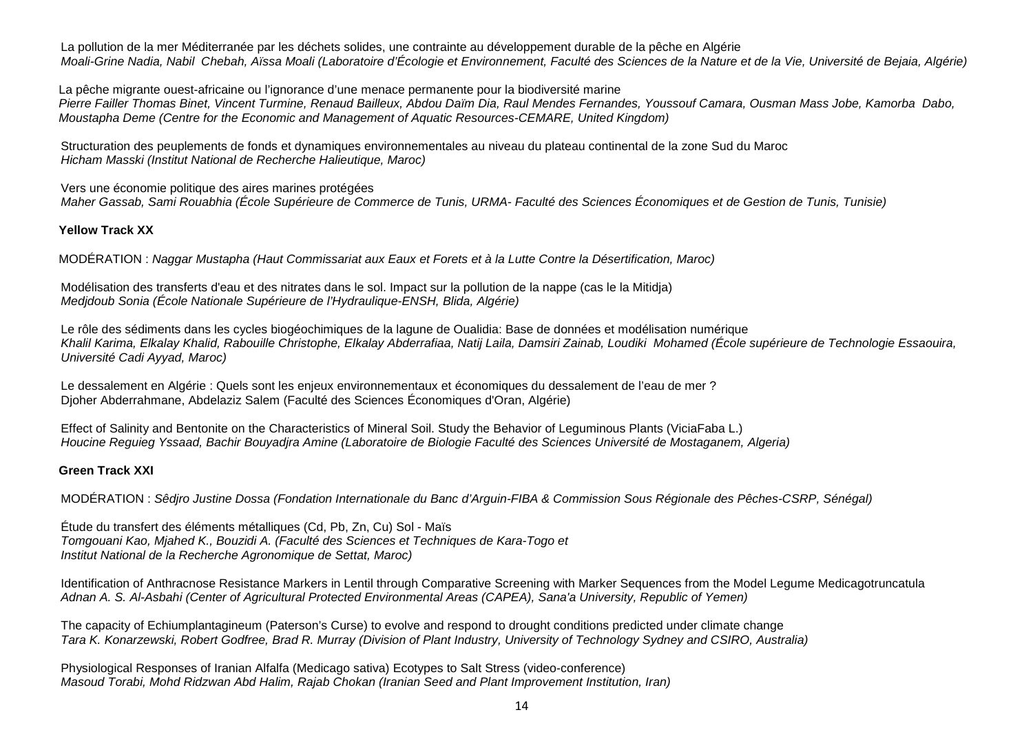La pollution de la mer Méditerranée par les déchets solides, une contrainte au développement durable de la pêche en Algérie
*Moali-Grine Nadia, Nabil Chebah, Aïssa Moali (Laboratoire d'Écologie et Environnement, Faculté des Sciences de la Nature et de la Vie, Université de Bejaia, Algérie)*

La pêche migrante ouest-africaine ou l'ignorance d'une menace permanente pour la biodiversité marine
*Pierre Failler Thomas Binet, Vincent Turmine, Renaud Bailleux, Abdou Daïm Dia, Raul Mendes Fernandes, Youssouf Camara, Ousman Mass Jobe, Kamorba Dabo, Moustapha Deme (Centre for the Economic and Management of Aquatic Resources-CEMARE, United Kingdom)*

Structuration des peuplements de fonds et dynamiques environnementales au niveau du plateau continental de la zone Sud du Maroc
*Hicham Masski (Institut National de Recherche Halieutique, Maroc)*

Vers une économie politique des aires marines protégées
*Maher Gassab, Sami Rouabhia (École Supérieure de Commerce de Tunis, URMA- Faculté des Sciences Économiques et de Gestion de Tunis, Tunisie)*

**Yellow Track XX**

MODÉRATION : *Naggar Mustapha (Haut Commissariat aux Eaux et Forets et à la Lutte Contre la Désertification, Maroc)*

Modélisation des transferts d'eau et des nitrates dans le sol. Impact sur la pollution de la nappe (cas le la Mitidja)
*Medjdoub Sonia (École Nationale Supérieure de l'Hydraulique-ENSH, Blida, Algérie)*

Le rôle des sédiments dans les cycles biogéochimiques de la lagune de Oualidia: Base de données et modélisation numérique
*Khalil Karima, Elkalay Khalid, Rabouille Christophe, Elkalay Abderrafiaa, Natij Laila, Damsiri Zainab, Loudiki Mohamed (École supérieure de Technologie Essaouira, Université Cadi Ayyad, Maroc)*

Le dessalement en Algérie : Quels sont les enjeux environnementaux et économiques du dessalement de l'eau de mer ?
Djoher Abderrahmane, Abdelaziz Salem (Faculté des Sciences Économiques d'Oran, Algérie)

Effect of Salinity and Bentonite on the Characteristics of Mineral Soil. Study the Behavior of Leguminous Plants (ViciaFaba L.)
*Houcine Reguieg Yssaad, Bachir Bouyadjra Amine (Laboratoire de Biologie Faculté des Sciences Université de Mostaganem, Algeria)*

**Green Track XXI**

MODÉRATION : *Sêdjro Justine Dossa (Fondation Internationale du Banc d'Arguin-FIBA & Commission Sous Régionale des Pêches-CSRP, Sénégal)*

Étude du transfert des éléments métalliques (Cd, Pb, Zn, Cu) Sol - Maïs
*Tomgouani Kao, Mjahed K., Bouzidi A. (Faculté des Sciences et Techniques de Kara-Togo et Institut National de la Recherche Agronomique de Settat, Maroc)*

Identification of Anthracnose Resistance Markers in Lentil through Comparative Screening with Marker Sequences from the Model Legume Medicagotruncatula
*Adnan A. S. Al-Asbahi (Center of Agricultural Protected Environmental Areas (CAPEA), Sana'a University, Republic of Yemen)*

The capacity of Echiumplantagineum (Paterson's Curse) to evolve and respond to drought conditions predicted under climate change
*Tara K. Konarzewski, Robert Godfree, Brad R. Murray (Division of Plant Industry, University of Technology Sydney and CSIRO, Australia)*

Physiological Responses of Iranian Alfalfa (Medicago sativa) Ecotypes to Salt Stress (video-conference)
*Masoud Torabi, Mohd Ridzwan Abd Halim, Rajab Chokan (Iranian Seed and Plant Improvement Institution, Iran)*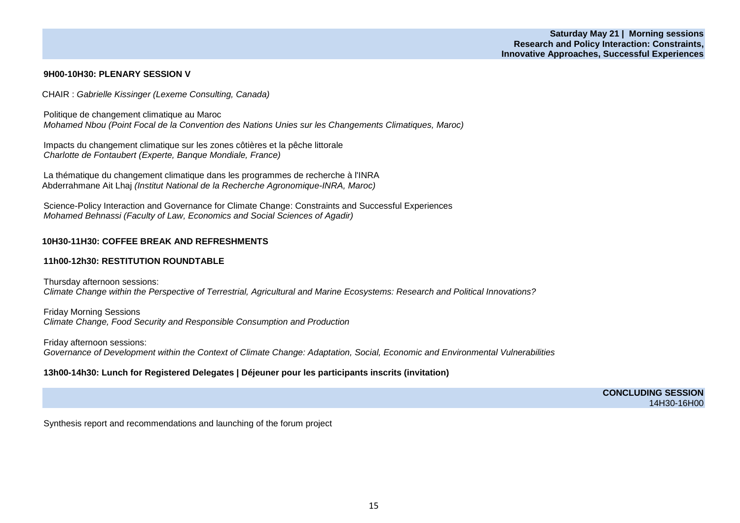**Saturday May 21 | Morning sessions**
**Research and Policy Interaction: Constraints, Innovative Approaches, Successful Experiences**

### 9H00-10H30: PLENARY SESSION V

CHAIR : *Gabrielle Kissinger (Lexeme Consulting, Canada)*

Politique de changement climatique au Maroc
*Mohamed Nbou (Point Focal de la Convention des Nations Unies sur les Changements Climatiques, Maroc)*

Impacts du changement climatique sur les zones côtières et la pêche littorale
*Charlotte de Fontaubert (Experte, Banque Mondiale, France)*

La thématique du changement climatique dans les programmes de recherche à l'INRA
Abderrahmane Ait Lhaj *(Institut National de la Recherche Agronomique-INRA, Maroc)*

Science-Policy Interaction and Governance for Climate Change: Constraints and Successful Experiences
*Mohamed Behnassi (Faculty of Law, Economics and Social Sciences of Agadir)*

### 10H30-11H30: COFFEE BREAK AND REFRESHMENTS

### 11h00-12h30: RESTITUTION ROUNDTABLE

Thursday afternoon sessions:
*Climate Change within the Perspective of Terrestrial, Agricultural and Marine Ecosystems: Research and Political Innovations?*

Friday Morning Sessions
*Climate Change, Food Security and Responsible Consumption and Production*

Friday afternoon sessions:
*Governance of Development within the Context of Climate Change: Adaptation, Social, Economic and Environmental Vulnerabilities*

### 13h00-14h30: Lunch for Registered Delegates | Déjeuner pour les participants inscrits (invitation)

**CONCLUDING SESSION**
14H30-16H00

Synthesis report and recommendations and launching of the forum project